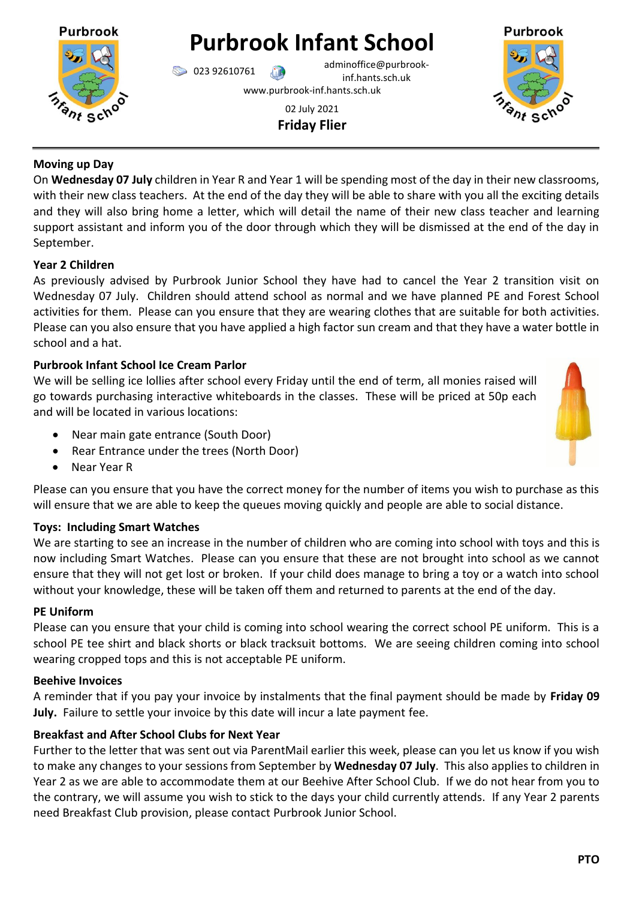# Purbrook Infant School

023 92610761 adminoffice@purbrook-inf.hants.sch.uk
www.purbrook-inf.hants.sch.uk

02 July 2021

**Friday Flier**

---

### Moving up Day

On **Wednesday 07 July** children in Year R and Year 1 will be spending most of the day in their new classrooms, with their new class teachers. At the end of the day they will be able to share with you all the exciting details and they will also bring home a letter, which will detail the name of their new class teacher and learning support assistant and inform you of the door through which they will be dismissed at the end of the day in September.

### Year 2 Children

As previously advised by Purbrook Junior School they have had to cancel the Year 2 transition visit on Wednesday 07 July. Children should attend school as normal and we have planned PE and Forest School activities for them. Please can you ensure that they are wearing clothes that are suitable for both activities. Please can you also ensure that you have applied a high factor sun cream and that they have a water bottle in school and a hat.

### Purbrook Infant School Ice Cream Parlor

We will be selling ice lollies after school every Friday until the end of term, all monies raised will go towards purchasing interactive whiteboards in the classes. These will be priced at 50p each and will be located in various locations:

- Near main gate entrance (South Door)
- Rear Entrance under the trees (North Door)
- Near Year R

Please can you ensure that you have the correct money for the number of items you wish to purchase as this will ensure that we are able to keep the queues moving quickly and people are able to social distance.

### Toys: Including Smart Watches

We are starting to see an increase in the number of children who are coming into school with toys and this is now including Smart Watches. Please can you ensure that these are not brought into school as we cannot ensure that they will not get lost or broken. If your child does manage to bring a toy or a watch into school without your knowledge, these will be taken off them and returned to parents at the end of the day.

### PE Uniform

Please can you ensure that your child is coming into school wearing the correct school PE uniform. This is a school PE tee shirt and black shorts or black tracksuit bottoms. We are seeing children coming into school wearing cropped tops and this is not acceptable PE uniform.

### Beehive Invoices

A reminder that if you pay your invoice by instalments that the final payment should be made by **Friday 09 July.** Failure to settle your invoice by this date will incur a late payment fee.

### Breakfast and After School Clubs for Next Year

Further to the letter that was sent out via ParentMail earlier this week, please can you let us know if you wish to make any changes to your sessions from September by **Wednesday 07 July**. This also applies to children in Year 2 as we are able to accommodate them at our Beehive After School Club. If we do not hear from you to the contrary, we will assume you wish to stick to the days your child currently attends. If any Year 2 parents need Breakfast Club provision, please contact Purbrook Junior School.

**PTO**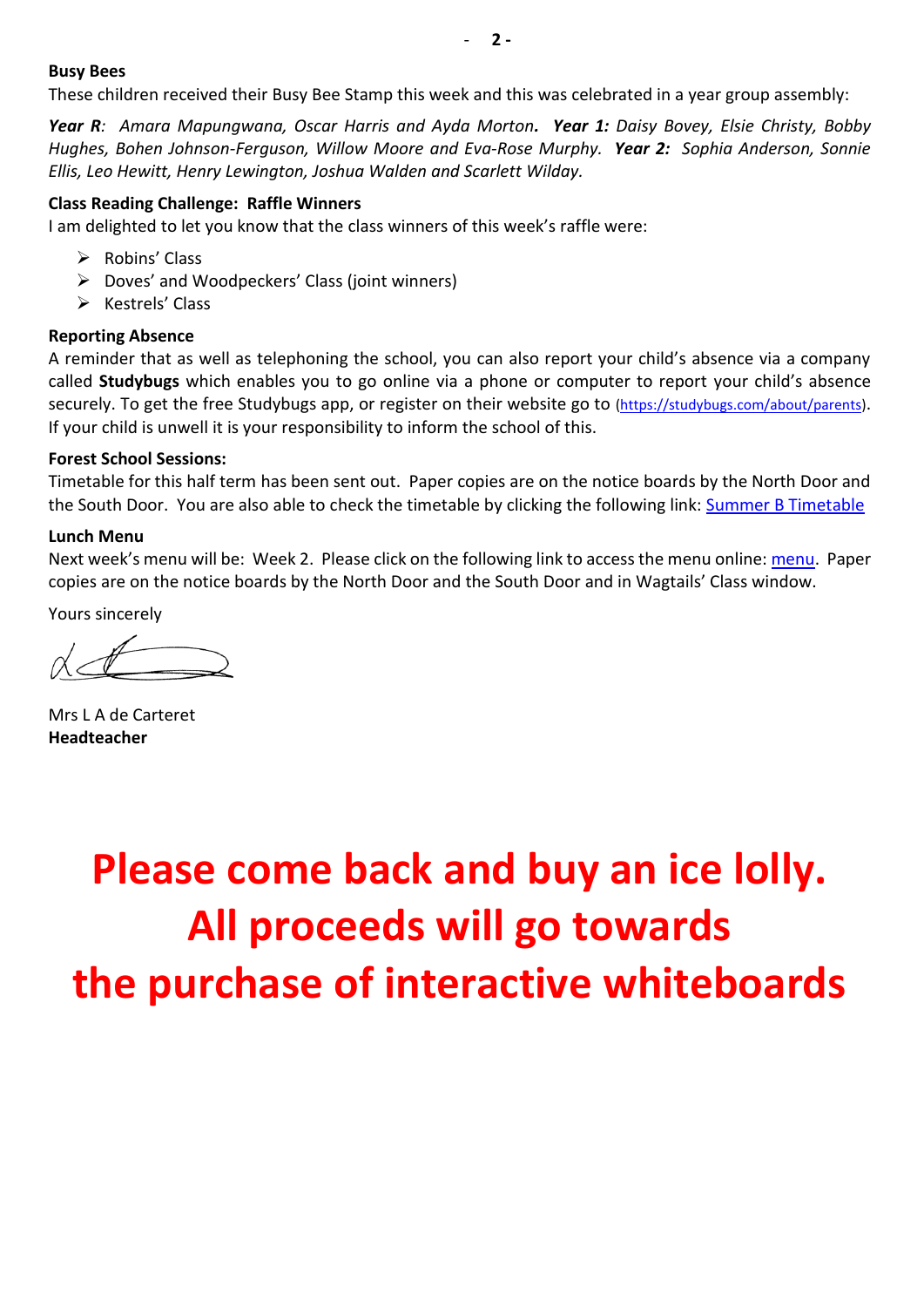**Busy Bees**

These children received their Busy Bee Stamp this week and this was celebrated in a year group assembly:

***Year R**: Amara Mapungwana, Oscar Harris and Ayda Morton.* ***Year 1:** Daisy Bovey, Elsie Christy, Bobby Hughes, Bohen Johnson-Ferguson, Willow Moore and Eva-Rose Murphy.* ***Year 2:** Sophia Anderson, Sonnie Ellis, Leo Hewitt, Henry Lewington, Joshua Walden and Scarlett Wilday.*

**Class Reading Challenge: Raffle Winners**

I am delighted to let you know that the class winners of this week's raffle were:

- Robins' Class
- Doves' and Woodpeckers' Class (joint winners)
- Kestrels' Class

**Reporting Absence**

A reminder that as well as telephoning the school, you can also report your child's absence via a company called **Studybugs** which enables you to go online via a phone or computer to report your child's absence securely. To get the free Studybugs app, or register on their website go to (https://studybugs.com/about/parents). If your child is unwell it is your responsibility to inform the school of this.

**Forest School Sessions:**

Timetable for this half term has been sent out. Paper copies are on the notice boards by the North Door and the South Door. You are also able to check the timetable by clicking the following link: Summer B Timetable

**Lunch Menu**

Next week's menu will be: Week 2. Please click on the following link to access the menu online: menu. Paper copies are on the notice boards by the North Door and the South Door and in Wagtails' Class window.

Yours sincerely

Mrs L A de Carteret
**Headteacher**

# Please come back and buy an ice lolly. All proceeds will go towards the purchase of interactive whiteboards